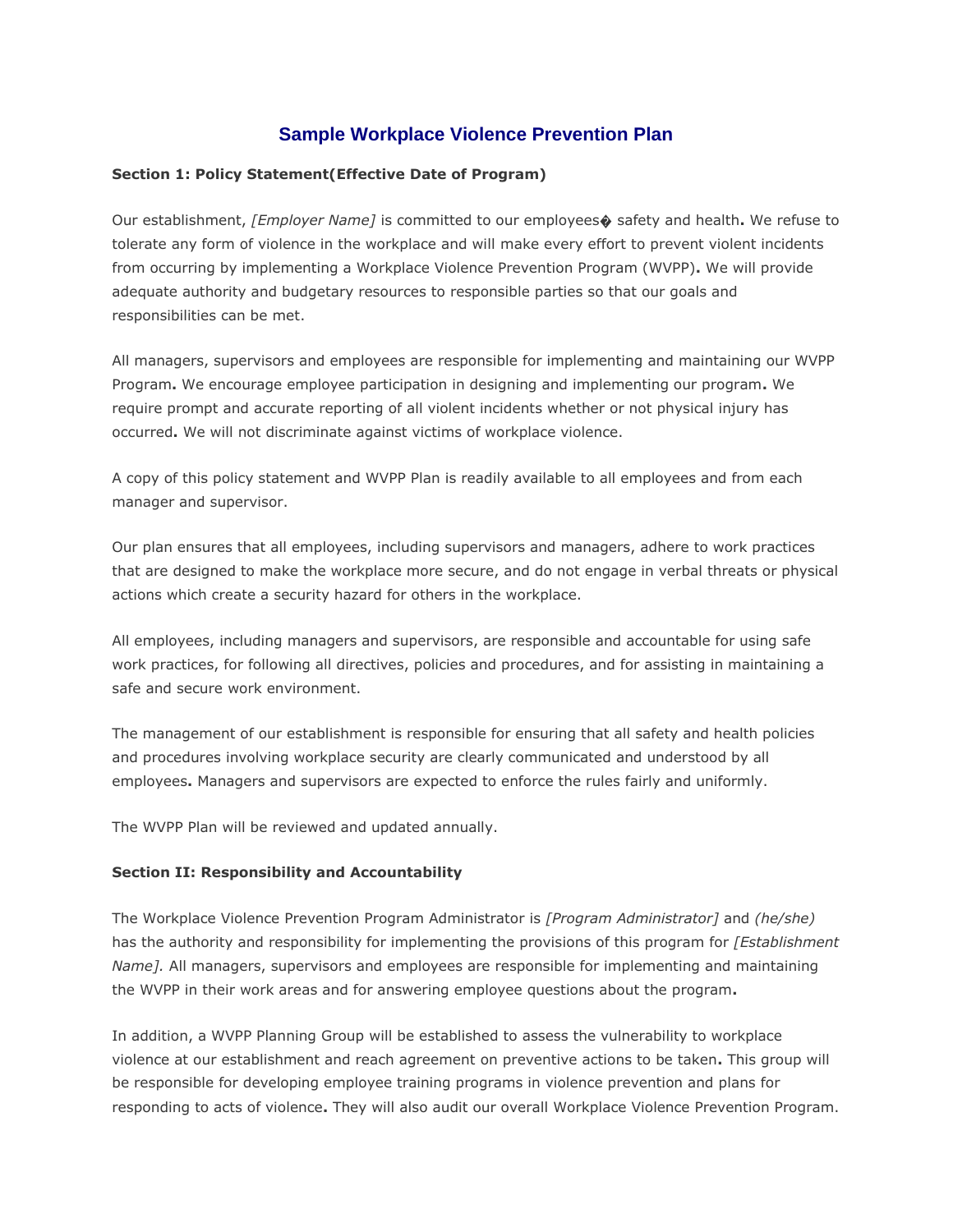# Sample Workplace Violence Prevention Plan

**Section 1: Policy Statement(Effective Date of Program)**

Our establishment, *[Employer Name]* is committed to our employees� safety and health. We refuse to tolerate any form of violence in the workplace and will make every effort to prevent violent incidents from occurring by implementing a Workplace Violence Prevention Program (WVPP). We will provide adequate authority and budgetary resources to responsible parties so that our goals and responsibilities can be met.

All managers, supervisors and employees are responsible for implementing and maintaining our WVPP Program. We encourage employee participation in designing and implementing our program. We require prompt and accurate reporting of all violent incidents whether or not physical injury has occurred. We will not discriminate against victims of workplace violence.

A copy of this policy statement and WVPP Plan is readily available to all employees and from each manager and supervisor.

Our plan ensures that all employees, including supervisors and managers, adhere to work practices that are designed to make the workplace more secure, and do not engage in verbal threats or physical actions which create a security hazard for others in the workplace.

All employees, including managers and supervisors, are responsible and accountable for using safe work practices, for following all directives, policies and procedures, and for assisting in maintaining a safe and secure work environment.

The management of our establishment is responsible for ensuring that all safety and health policies and procedures involving workplace security are clearly communicated and understood by all employees. Managers and supervisors are expected to enforce the rules fairly and uniformly.

The WVPP Plan will be reviewed and updated annually.

**Section II: Responsibility and Accountability**

The Workplace Violence Prevention Program Administrator is *[Program Administrator]* and *(he/she)* has the authority and responsibility for implementing the provisions of this program for *[Establishment Name].* All managers, supervisors and employees are responsible for implementing and maintaining the WVPP in their work areas and for answering employee questions about the program.

In addition, a WVPP Planning Group will be established to assess the vulnerability to workplace violence at our establishment and reach agreement on preventive actions to be taken. This group will be responsible for developing employee training programs in violence prevention and plans for responding to acts of violence. They will also audit our overall Workplace Violence Prevention Program.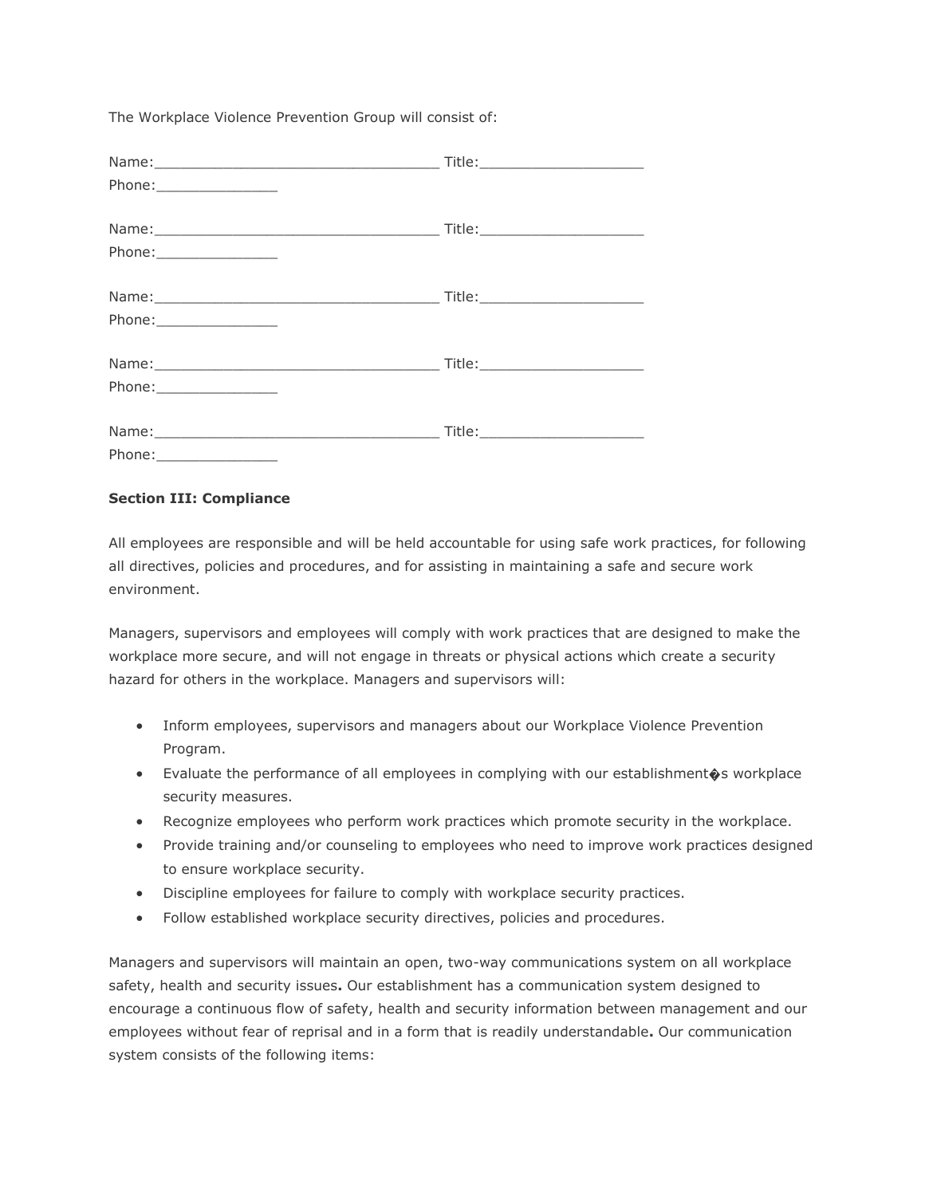The Workplace Violence Prevention Group will consist of:

Name:_________________________________ Title:___________________
Phone:______________

Name:_________________________________ Title:___________________
Phone:______________

Name:_________________________________ Title:___________________
Phone:______________

Name:_________________________________ Title:___________________
Phone:______________

Name:_________________________________ Title:___________________
Phone:______________

**Section III: Compliance**

All employees are responsible and will be held accountable for using safe work practices, for following all directives, policies and procedures, and for assisting in maintaining a safe and secure work environment.

Managers, supervisors and employees will comply with work practices that are designed to make the workplace more secure, and will not engage in threats or physical actions which create a security hazard for others in the workplace. Managers and supervisors will:

- Inform employees, supervisors and managers about our Workplace Violence Prevention Program.
- Evaluate the performance of all employees in complying with our establishment�s workplace security measures.
- Recognize employees who perform work practices which promote security in the workplace.
- Provide training and/or counseling to employees who need to improve work practices designed to ensure workplace security.
- Discipline employees for failure to comply with workplace security practices.
- Follow established workplace security directives, policies and procedures.

Managers and supervisors will maintain an open, two-way communications system on all workplace safety, health and security issues**.** Our establishment has a communication system designed to encourage a continuous flow of safety, health and security information between management and our employees without fear of reprisal and in a form that is readily understandable**.** Our communication system consists of the following items: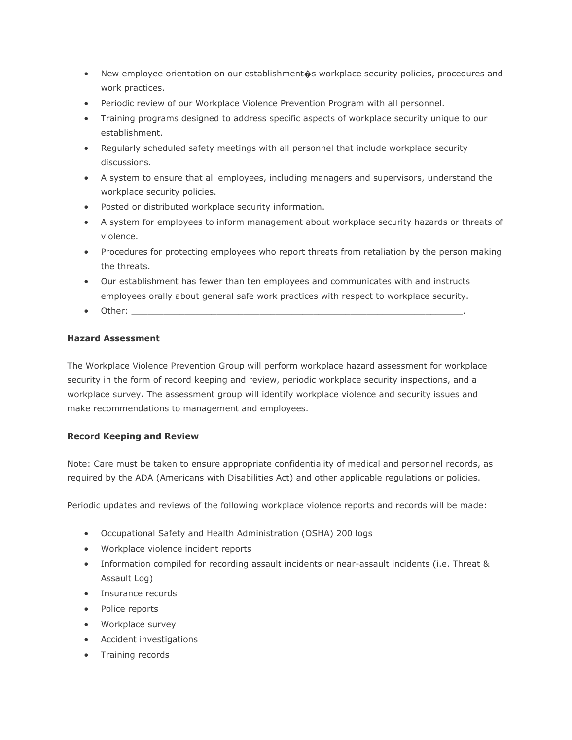- New employee orientation on our establishment�s workplace security policies, procedures and work practices.
- Periodic review of our Workplace Violence Prevention Program with all personnel.
- Training programs designed to address specific aspects of workplace security unique to our establishment.
- Regularly scheduled safety meetings with all personnel that include workplace security discussions.
- A system to ensure that all employees, including managers and supervisors, understand the workplace security policies.
- Posted or distributed workplace security information.
- A system for employees to inform management about workplace security hazards or threats of violence.
- Procedures for protecting employees who report threats from retaliation by the person making the threats.
- Our establishment has fewer than ten employees and communicates with and instructs employees orally about general safe work practices with respect to workplace security.
- Other: _______________________________________________________________.

**Hazard Assessment**

The Workplace Violence Prevention Group will perform workplace hazard assessment for workplace security in the form of record keeping and review, periodic workplace security inspections, and a workplace survey**.** The assessment group will identify workplace violence and security issues and make recommendations to management and employees.

**Record Keeping and Review**

Note: Care must be taken to ensure appropriate confidentiality of medical and personnel records, as required by the ADA (Americans with Disabilities Act) and other applicable regulations or policies.

Periodic updates and reviews of the following workplace violence reports and records will be made:

- Occupational Safety and Health Administration (OSHA) 200 logs
- Workplace violence incident reports
- Information compiled for recording assault incidents or near-assault incidents (i.e. Threat & Assault Log)
- Insurance records
- Police reports
- Workplace survey
- Accident investigations
- Training records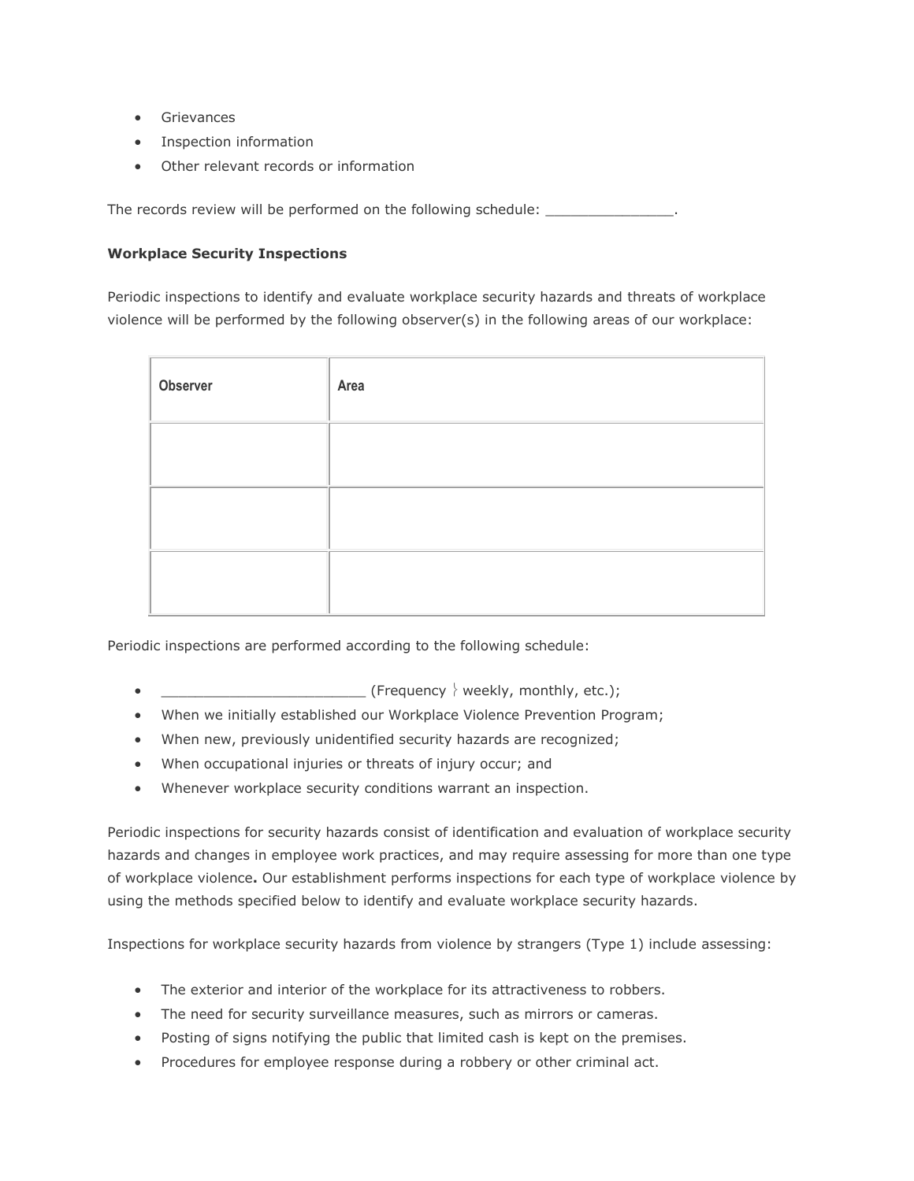- Grievances
- Inspection information
- Other relevant records or information

The records review will be performed on the following schedule: _______________.

**Workplace Security Inspections**

Periodic inspections to identify and evaluate workplace security hazards and threats of workplace violence will be performed by the following observer(s) in the following areas of our workplace:

| Observer | Area |
| --- | --- |
| | |
| | |
| | |

Periodic inspections are performed according to the following schedule:

- ________________________ (Frequency weekly, monthly, etc.);
- When we initially established our Workplace Violence Prevention Program;
- When new, previously unidentified security hazards are recognized;
- When occupational injuries or threats of injury occur; and
- Whenever workplace security conditions warrant an inspection.

Periodic inspections for security hazards consist of identification and evaluation of workplace security hazards and changes in employee work practices, and may require assessing for more than one type of workplace violence**.** Our establishment performs inspections for each type of workplace violence by using the methods specified below to identify and evaluate workplace security hazards.

Inspections for workplace security hazards from violence by strangers (Type 1) include assessing:

- The exterior and interior of the workplace for its attractiveness to robbers.
- The need for security surveillance measures, such as mirrors or cameras.
- Posting of signs notifying the public that limited cash is kept on the premises.
- Procedures for employee response during a robbery or other criminal act.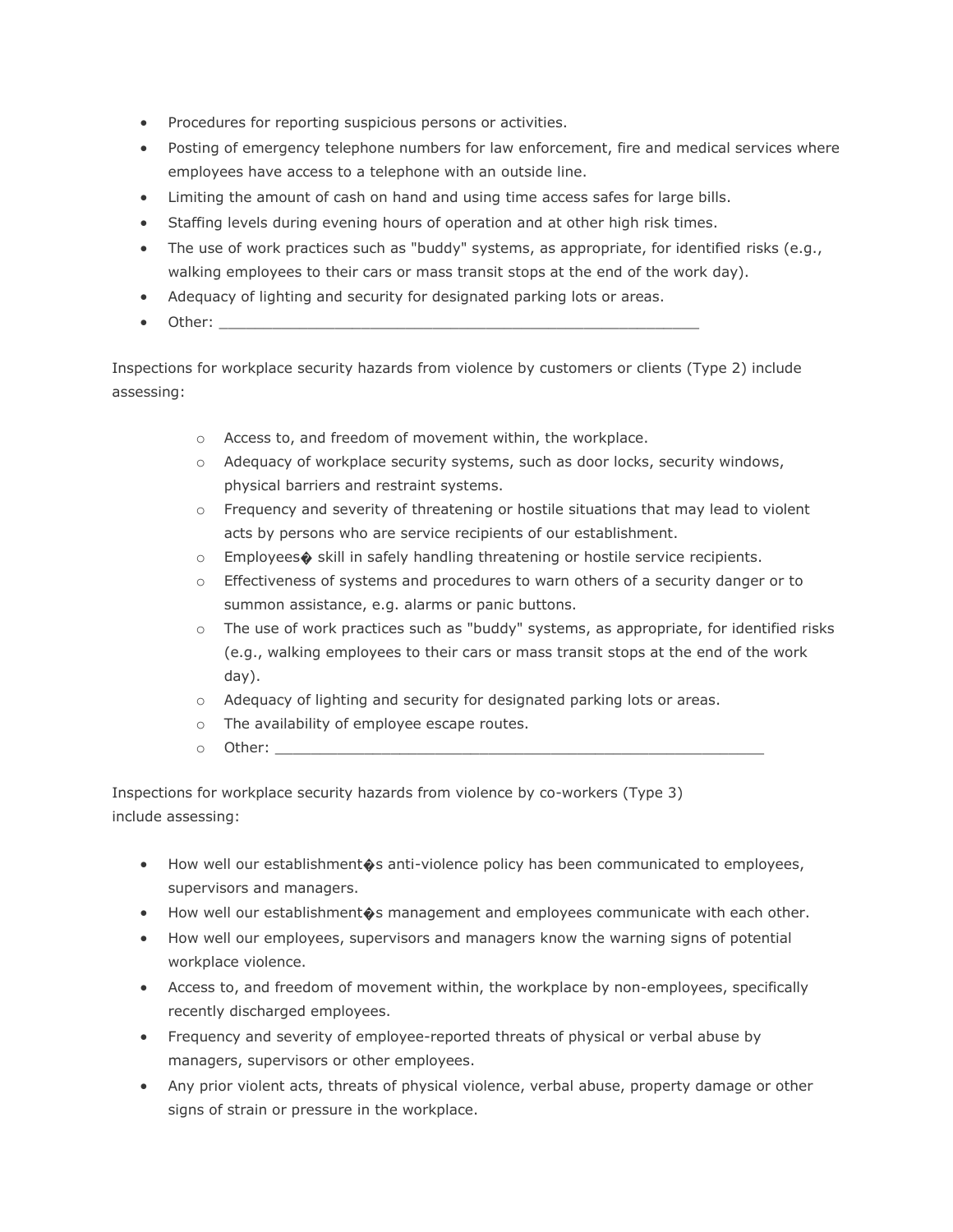- Procedures for reporting suspicious persons or activities.
- Posting of emergency telephone numbers for law enforcement, fire and medical services where employees have access to a telephone with an outside line.
- Limiting the amount of cash on hand and using time access safes for large bills.
- Staffing levels during evening hours of operation and at other high risk times.
- The use of work practices such as "buddy" systems, as appropriate, for identified risks (e.g., walking employees to their cars or mass transit stops at the end of the work day).
- Adequacy of lighting and security for designated parking lots or areas.
- Other: ___________________________________________________________

Inspections for workplace security hazards from violence by customers or clients (Type 2) include assessing:

- Access to, and freedom of movement within, the workplace.
- Adequacy of workplace security systems, such as door locks, security windows, physical barriers and restraint systems.
- Frequency and severity of threatening or hostile situations that may lead to violent acts by persons who are service recipients of our establishment.
- Employees� skill in safely handling threatening or hostile service recipients.
- Effectiveness of systems and procedures to warn others of a security danger or to summon assistance, e.g. alarms or panic buttons.
- The use of work practices such as "buddy" systems, as appropriate, for identified risks (e.g., walking employees to their cars or mass transit stops at the end of the work day).
- Adequacy of lighting and security for designated parking lots or areas.
- The availability of employee escape routes.
- Other: ___________________________________________________________

Inspections for workplace security hazards from violence by co-workers (Type 3) include assessing:

- How well our establishment�s anti-violence policy has been communicated to employees, supervisors and managers.
- How well our establishment�s management and employees communicate with each other.
- How well our employees, supervisors and managers know the warning signs of potential workplace violence.
- Access to, and freedom of movement within, the workplace by non-employees, specifically recently discharged employees.
- Frequency and severity of employee-reported threats of physical or verbal abuse by managers, supervisors or other employees.
- Any prior violent acts, threats of physical violence, verbal abuse, property damage or other signs of strain or pressure in the workplace.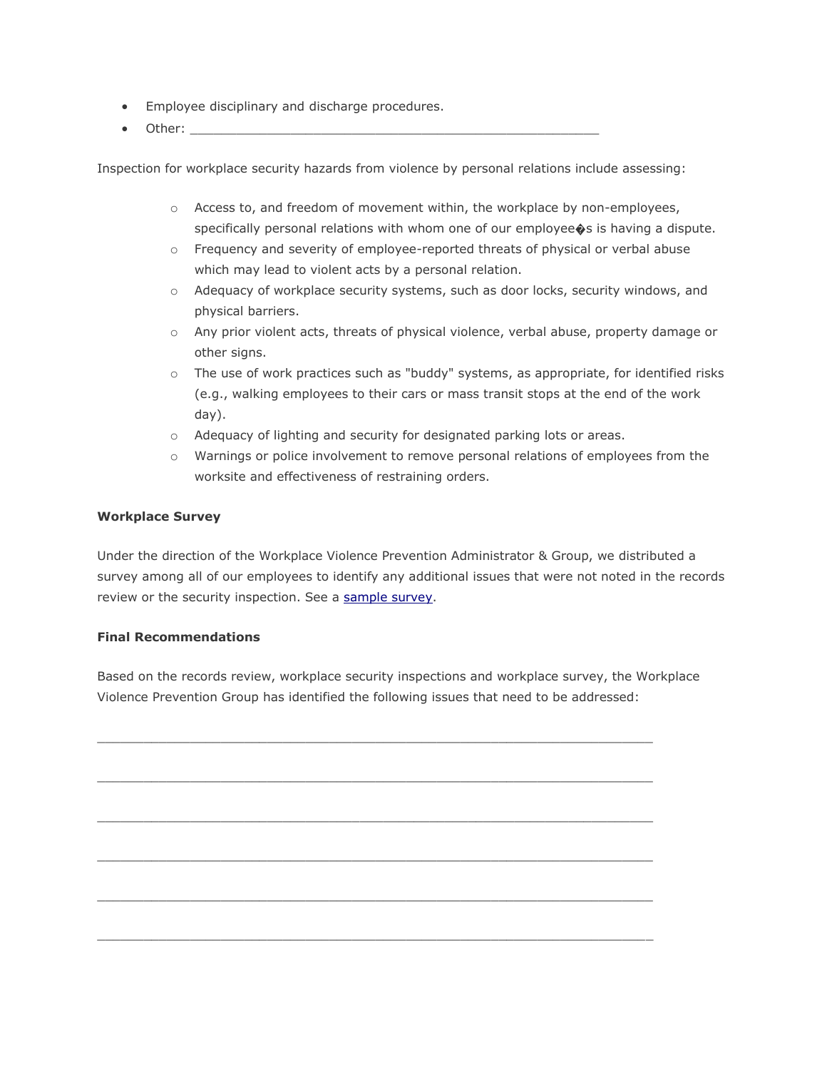- Employee disciplinary and discharge procedures.
- Other: ________________________________________________________

Inspection for workplace security hazards from violence by personal relations include assessing:

- Access to, and freedom of movement within, the workplace by non-employees, specifically personal relations with whom one of our employee�s is having a dispute.
- Frequency and severity of employee-reported threats of physical or verbal abuse which may lead to violent acts by a personal relation.
- Adequacy of workplace security systems, such as door locks, security windows, and physical barriers.
- Any prior violent acts, threats of physical violence, verbal abuse, property damage or other signs.
- The use of work practices such as "buddy" systems, as appropriate, for identified risks (e.g., walking employees to their cars or mass transit stops at the end of the work day).
- Adequacy of lighting and security for designated parking lots or areas.
- Warnings or police involvement to remove personal relations of employees from the worksite and effectiveness of restraining orders.

**Workplace Survey**

Under the direction of the Workplace Violence Prevention Administrator & Group, we distributed a survey among all of our employees to identify any additional issues that were not noted in the records review or the security inspection. See a sample survey.

**Final Recommendations**

Based on the records review, workplace security inspections and workplace survey, the Workplace Violence Prevention Group has identified the following issues that need to be addressed:

___________________________________________________________________________

___________________________________________________________________________

___________________________________________________________________________

___________________________________________________________________________

___________________________________________________________________________

___________________________________________________________________________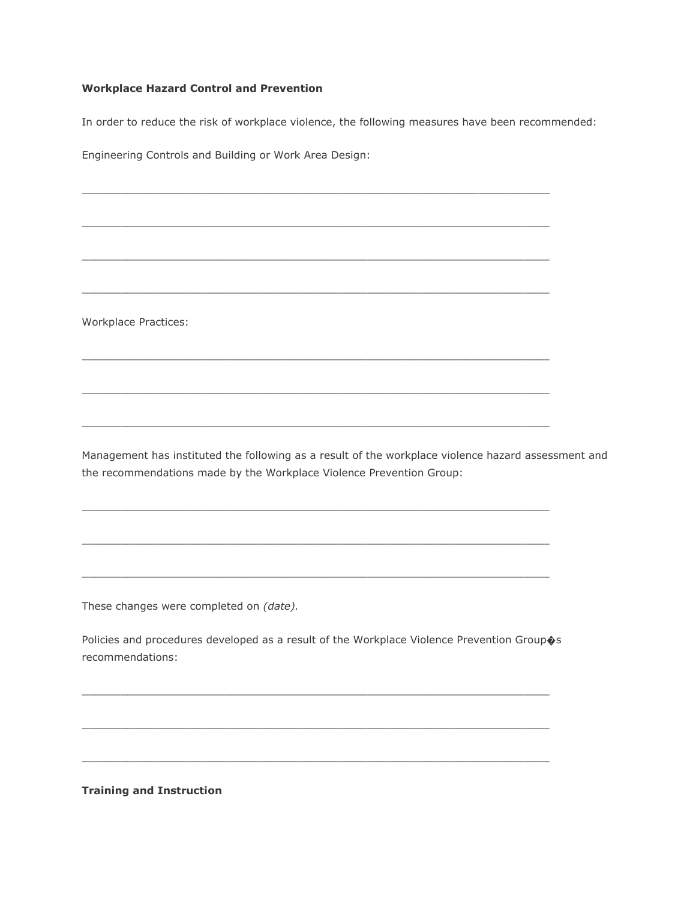**Workplace Hazard Control and Prevention**

In order to reduce the risk of workplace violence, the following measures have been recommended:

Engineering Controls and Building or Work Area Design:

______________________________________________________________________

______________________________________________________________________

______________________________________________________________________

______________________________________________________________________

Workplace Practices:

______________________________________________________________________

______________________________________________________________________

______________________________________________________________________

Management has instituted the following as a result of the workplace violence hazard assessment and the recommendations made by the Workplace Violence Prevention Group:

______________________________________________________________________

______________________________________________________________________

______________________________________________________________________

These changes were completed on *(date).*

Policies and procedures developed as a result of the Workplace Violence Prevention Group�s recommendations:

______________________________________________________________________

______________________________________________________________________

______________________________________________________________________

**Training and Instruction**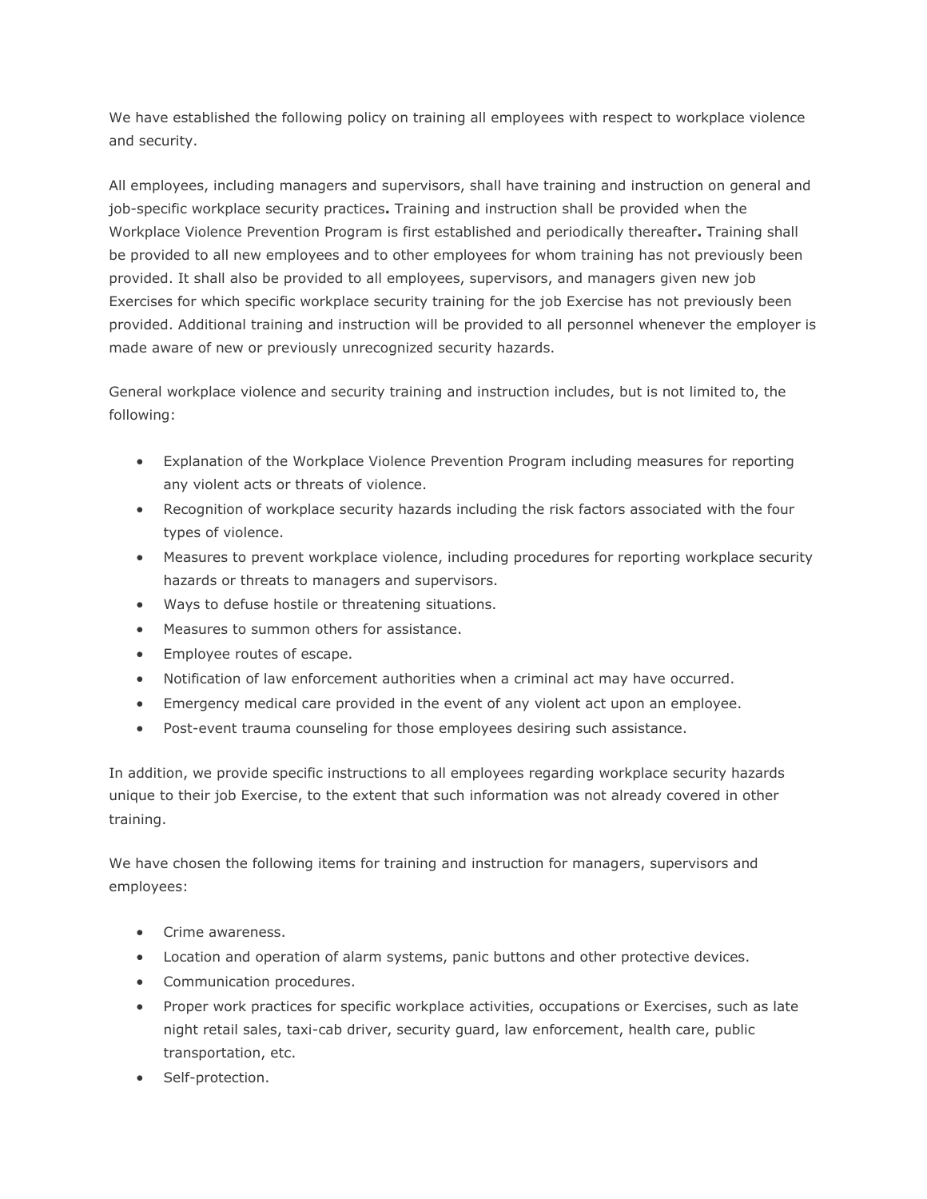We have established the following policy on training all employees with respect to workplace violence and security.

All employees, including managers and supervisors, shall have training and instruction on general and job-specific workplace security practices**.** Training and instruction shall be provided when the Workplace Violence Prevention Program is first established and periodically thereafter**.** Training shall be provided to all new employees and to other employees for whom training has not previously been provided. It shall also be provided to all employees, supervisors, and managers given new job Exercises for which specific workplace security training for the job Exercise has not previously been provided. Additional training and instruction will be provided to all personnel whenever the employer is made aware of new or previously unrecognized security hazards.

General workplace violence and security training and instruction includes, but is not limited to, the following:

- Explanation of the Workplace Violence Prevention Program including measures for reporting any violent acts or threats of violence.
- Recognition of workplace security hazards including the risk factors associated with the four types of violence.
- Measures to prevent workplace violence, including procedures for reporting workplace security hazards or threats to managers and supervisors.
- Ways to defuse hostile or threatening situations.
- Measures to summon others for assistance.
- Employee routes of escape.
- Notification of law enforcement authorities when a criminal act may have occurred.
- Emergency medical care provided in the event of any violent act upon an employee.
- Post-event trauma counseling for those employees desiring such assistance.

In addition, we provide specific instructions to all employees regarding workplace security hazards unique to their job Exercise, to the extent that such information was not already covered in other training.

We have chosen the following items for training and instruction for managers, supervisors and employees:

- Crime awareness.
- Location and operation of alarm systems, panic buttons and other protective devices.
- Communication procedures.
- Proper work practices for specific workplace activities, occupations or Exercises, such as late night retail sales, taxi-cab driver, security guard, law enforcement, health care, public transportation, etc.
- Self-protection.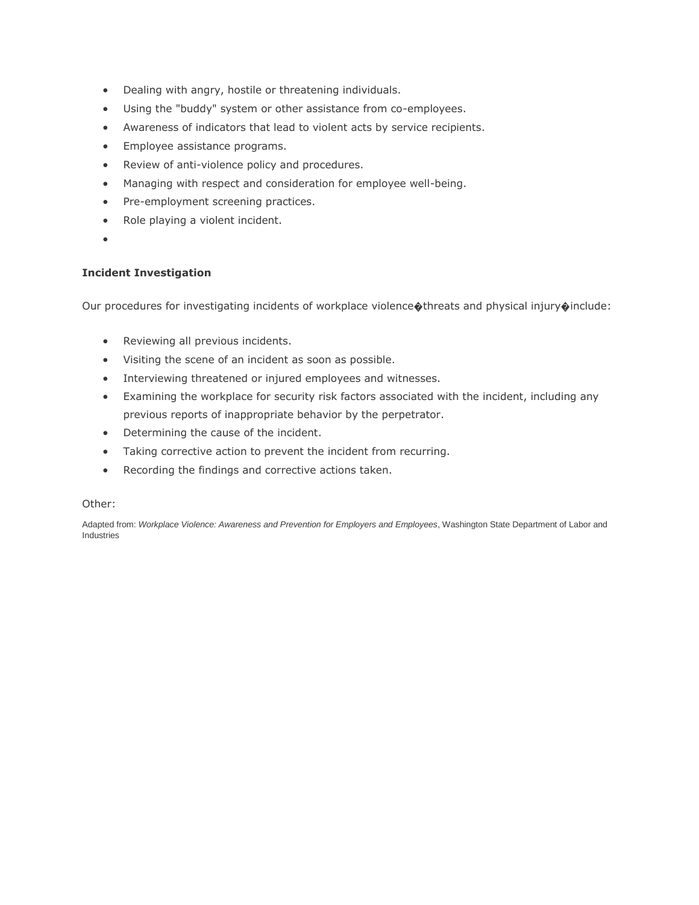- Dealing with angry, hostile or threatening individuals.
- Using the "buddy" system or other assistance from co-employees.
- Awareness of indicators that lead to violent acts by service recipients.
- Employee assistance programs.
- Review of anti-violence policy and procedures.
- Managing with respect and consideration for employee well-being.
- Pre-employment screening practices.
- Role playing a violent incident.
- 

**Incident Investigation**

Our procedures for investigating incidents of workplace violence�threats and physical injury�include:

- Reviewing all previous incidents.
- Visiting the scene of an incident as soon as possible.
- Interviewing threatened or injured employees and witnesses.
- Examining the workplace for security risk factors associated with the incident, including any previous reports of inappropriate behavior by the perpetrator.
- Determining the cause of the incident.
- Taking corrective action to prevent the incident from recurring.
- Recording the findings and corrective actions taken.

Other:

Adapted from: *Workplace Violence: Awareness and Prevention for Employers and Employees*, Washington State Department of Labor and Industries